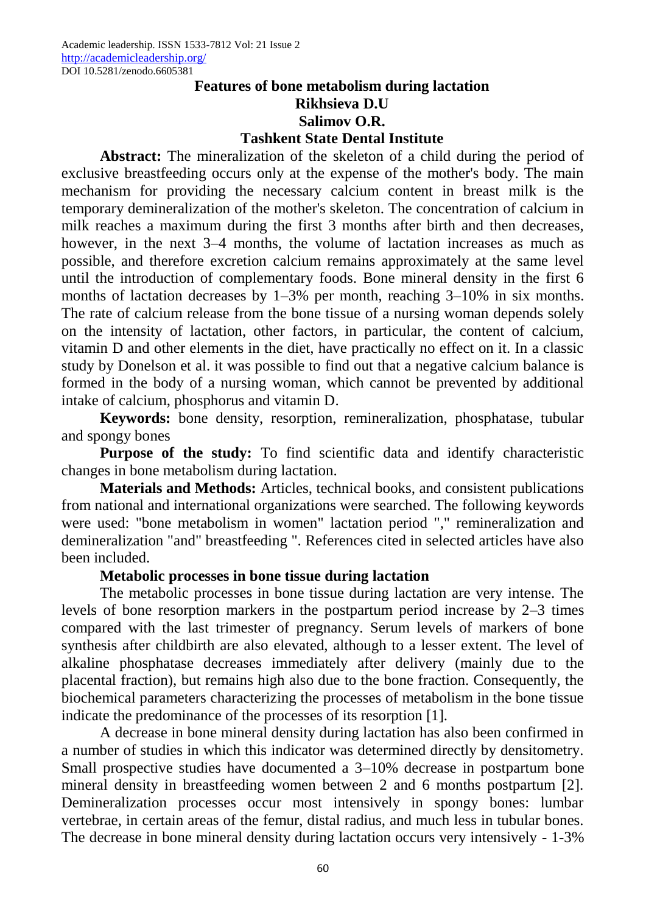# Features of bone metabolism during lactation

**Rikhsieva D.U**

**Salimov O.R.**

**Tashkent State Dental Institute**

**Abstract:** The mineralization of the skeleton of a child during the period of exclusive breastfeeding occurs only at the expense of the mother's body. The main mechanism for providing the necessary calcium content in breast milk is the temporary demineralization of the mother's skeleton. The concentration of calcium in milk reaches a maximum during the first 3 months after birth and then decreases, however, in the next 3–4 months, the volume of lactation increases as much as possible, and therefore excretion calcium remains approximately at the same level until the introduction of complementary foods. Bone mineral density in the first 6 months of lactation decreases by 1–3% per month, reaching 3–10% in six months. The rate of calcium release from the bone tissue of a nursing woman depends solely on the intensity of lactation, other factors, in particular, the content of calcium, vitamin D and other elements in the diet, have practically no effect on it. In a classic study by Donelson et al. it was possible to find out that a negative calcium balance is formed in the body of a nursing woman, which cannot be prevented by additional intake of calcium, phosphorus and vitamin D.

**Keywords:** bone density, resorption, remineralization, phosphatase, tubular and spongy bones

**Purpose of the study:** To find scientific data and identify characteristic changes in bone metabolism during lactation.

**Materials and Methods:** Articles, technical books, and consistent publications from national and international organizations were searched. The following keywords were used: "bone metabolism in women" lactation period "," remineralization and demineralization "and" breastfeeding ". References cited in selected articles have also been included.

## Metabolic processes in bone tissue during lactation

The metabolic processes in bone tissue during lactation are very intense. The levels of bone resorption markers in the postpartum period increase by 2–3 times compared with the last trimester of pregnancy. Serum levels of markers of bone synthesis after childbirth are also elevated, although to a lesser extent. The level of alkaline phosphatase decreases immediately after delivery (mainly due to the placental fraction), but remains high also due to the bone fraction. Consequently, the biochemical parameters characterizing the processes of metabolism in the bone tissue indicate the predominance of the processes of its resorption [1].

A decrease in bone mineral density during lactation has also been confirmed in a number of studies in which this indicator was determined directly by densitometry. Small prospective studies have documented a 3–10% decrease in postpartum bone mineral density in breastfeeding women between 2 and 6 months postpartum [2]. Demineralization processes occur most intensively in spongy bones: lumbar vertebrae, in certain areas of the femur, distal radius, and much less in tubular bones. The decrease in bone mineral density during lactation occurs very intensively - 1-3%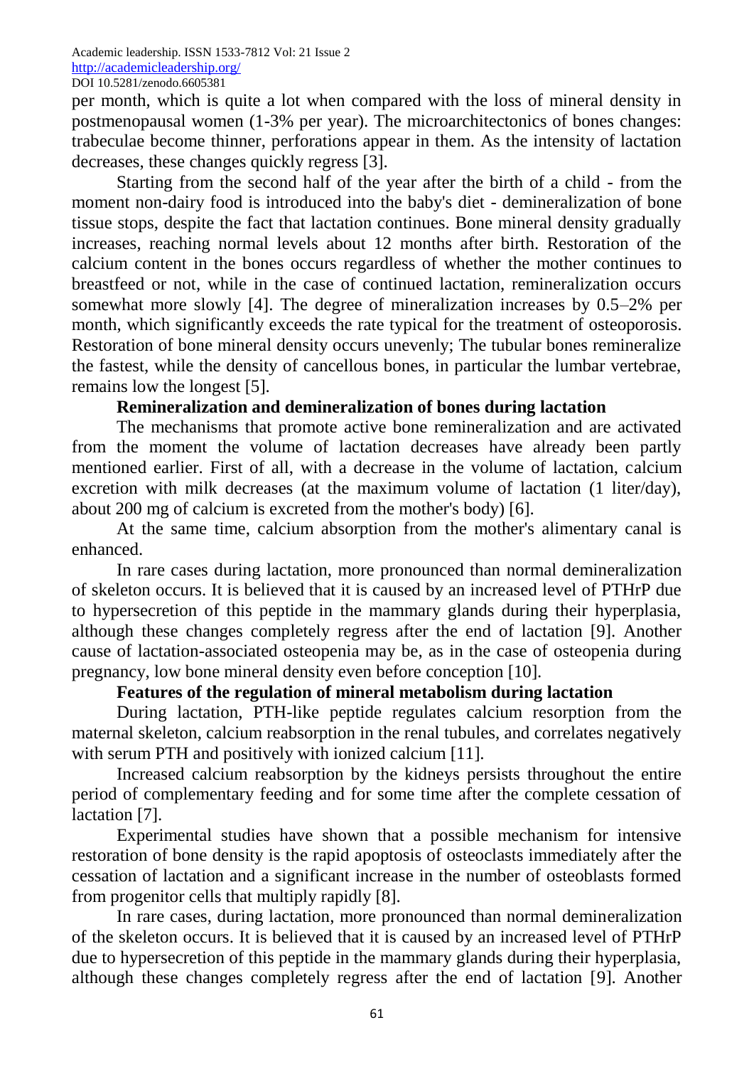per month, which is quite a lot when compared with the loss of mineral density in postmenopausal women (1-3% per year). The microarchitectonics of bones changes: trabeculae become thinner, perforations appear in them. As the intensity of lactation decreases, these changes quickly regress [3].

Starting from the second half of the year after the birth of a child - from the moment non-dairy food is introduced into the baby's diet - demineralization of bone tissue stops, despite the fact that lactation continues. Bone mineral density gradually increases, reaching normal levels about 12 months after birth. Restoration of the calcium content in the bones occurs regardless of whether the mother continues to breastfeed or not, while in the case of continued lactation, remineralization occurs somewhat more slowly [4]. The degree of mineralization increases by 0.5–2% per month, which significantly exceeds the rate typical for the treatment of osteoporosis. Restoration of bone mineral density occurs unevenly; The tubular bones remineralize the fastest, while the density of cancellous bones, in particular the lumbar vertebrae, remains low the longest [5].

## Remineralization and demineralization of bones during lactation

The mechanisms that promote active bone remineralization and are activated from the moment the volume of lactation decreases have already been partly mentioned earlier. First of all, with a decrease in the volume of lactation, calcium excretion with milk decreases (at the maximum volume of lactation (1 liter/day), about 200 mg of calcium is excreted from the mother's body) [6].

At the same time, calcium absorption from the mother's alimentary canal is enhanced.

In rare cases during lactation, more pronounced than normal demineralization of skeleton occurs. It is believed that it is caused by an increased level of PTHrP due to hypersecretion of this peptide in the mammary glands during their hyperplasia, although these changes completely regress after the end of lactation [9]. Another cause of lactation-associated osteopenia may be, as in the case of osteopenia during pregnancy, low bone mineral density even before conception [10].

## Features of the regulation of mineral metabolism during lactation

During lactation, PTH-like peptide regulates calcium resorption from the maternal skeleton, calcium reabsorption in the renal tubules, and correlates negatively with serum PTH and positively with ionized calcium [11].

Increased calcium reabsorption by the kidneys persists throughout the entire period of complementary feeding and for some time after the complete cessation of lactation [7].

Experimental studies have shown that a possible mechanism for intensive restoration of bone density is the rapid apoptosis of osteoclasts immediately after the cessation of lactation and a significant increase in the number of osteoblasts formed from progenitor cells that multiply rapidly [8].

In rare cases, during lactation, more pronounced than normal demineralization of the skeleton occurs. It is believed that it is caused by an increased level of PTHrP due to hypersecretion of this peptide in the mammary glands during their hyperplasia, although these changes completely regress after the end of lactation [9]. Another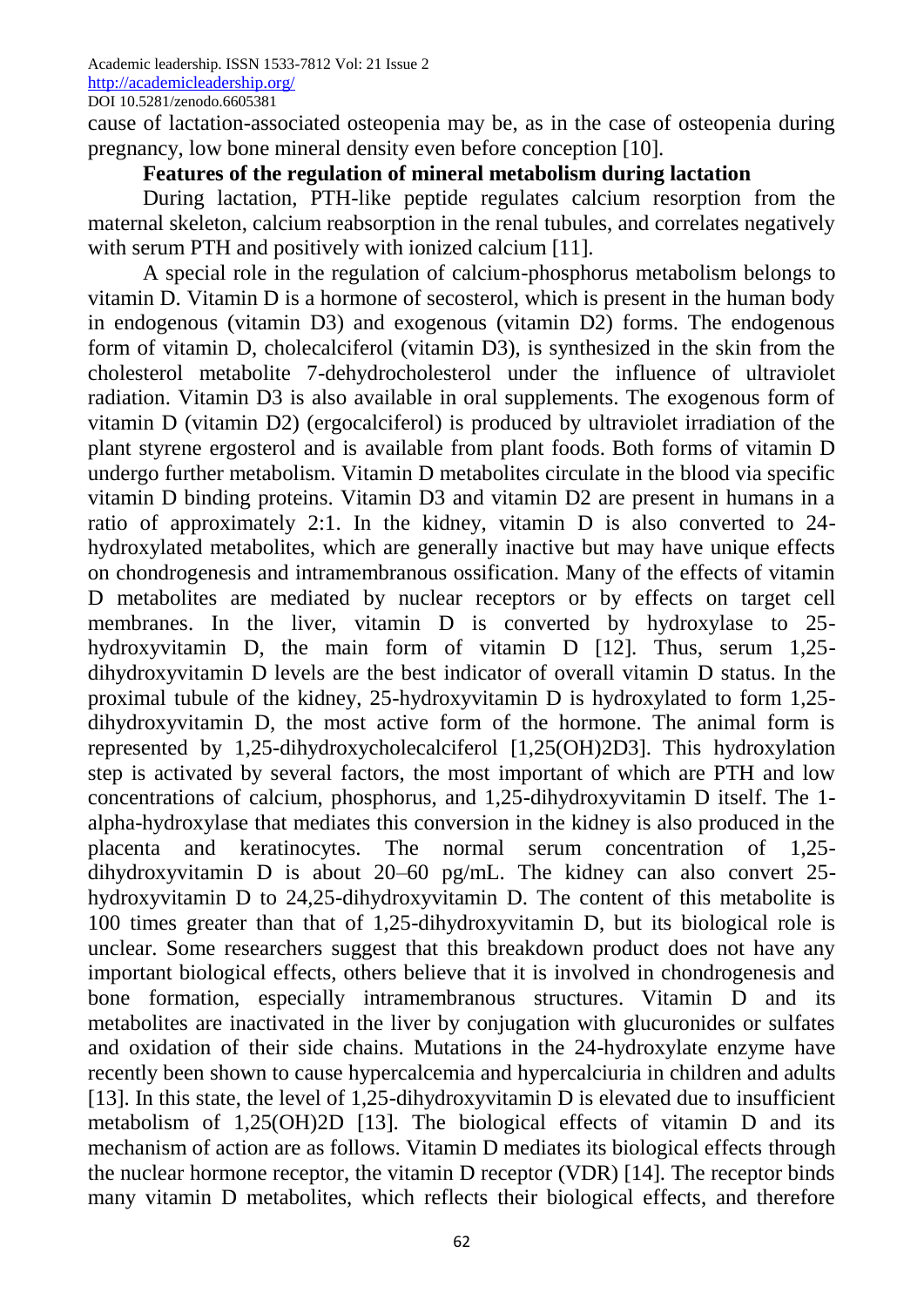cause of lactation-associated osteopenia may be, as in the case of osteopenia during pregnancy, low bone mineral density even before conception [10].

### Features of the regulation of mineral metabolism during lactation

During lactation, PTH-like peptide regulates calcium resorption from the maternal skeleton, calcium reabsorption in the renal tubules, and correlates negatively with serum PTH and positively with ionized calcium [11].

A special role in the regulation of calcium-phosphorus metabolism belongs to vitamin D. Vitamin D is a hormone of secosterol, which is present in the human body in endogenous (vitamin D3) and exogenous (vitamin D2) forms. The endogenous form of vitamin D, cholecalciferol (vitamin D3), is synthesized in the skin from the cholesterol metabolite 7-dehydrocholesterol under the influence of ultraviolet radiation. Vitamin D3 is also available in oral supplements. The exogenous form of vitamin D (vitamin D2) (ergocalciferol) is produced by ultraviolet irradiation of the plant styrene ergosterol and is available from plant foods. Both forms of vitamin D undergo further metabolism. Vitamin D metabolites circulate in the blood via specific vitamin D binding proteins. Vitamin D3 and vitamin D2 are present in humans in a ratio of approximately 2:1. In the kidney, vitamin D is also converted to 24-hydroxylated metabolites, which are generally inactive but may have unique effects on chondrogenesis and intramembranous ossification. Many of the effects of vitamin D metabolites are mediated by nuclear receptors or by effects on target cell membranes. In the liver, vitamin D is converted by hydroxylase to 25-hydroxyvitamin D, the main form of vitamin D [12]. Thus, serum 1,25-dihydroxyvitamin D levels are the best indicator of overall vitamin D status. In the proximal tubule of the kidney, 25-hydroxyvitamin D is hydroxylated to form 1,25-dihydroxyvitamin D, the most active form of the hormone. The animal form is represented by 1,25-dihydroxycholecalciferol [1,25(OH)2D3]. This hydroxylation step is activated by several factors, the most important of which are PTH and low concentrations of calcium, phosphorus, and 1,25-dihydroxyvitamin D itself. The 1-alpha-hydroxylase that mediates this conversion in the kidney is also produced in the placenta and keratinocytes. The normal serum concentration of 1,25-dihydroxyvitamin D is about 20–60 pg/mL. The kidney can also convert 25-hydroxyvitamin D to 24,25-dihydroxyvitamin D. The content of this metabolite is 100 times greater than that of 1,25-dihydroxyvitamin D, but its biological role is unclear. Some researchers suggest that this breakdown product does not have any important biological effects, others believe that it is involved in chondrogenesis and bone formation, especially intramembranous structures. Vitamin D and its metabolites are inactivated in the liver by conjugation with glucuronides or sulfates and oxidation of their side chains. Mutations in the 24-hydroxylate enzyme have recently been shown to cause hypercalcemia and hypercalciuria in children and adults [13]. In this state, the level of 1,25-dihydroxyvitamin D is elevated due to insufficient metabolism of 1,25(OH)2D [13]. The biological effects of vitamin D and its mechanism of action are as follows. Vitamin D mediates its biological effects through the nuclear hormone receptor, the vitamin D receptor (VDR) [14]. The receptor binds many vitamin D metabolites, which reflects their biological effects, and therefore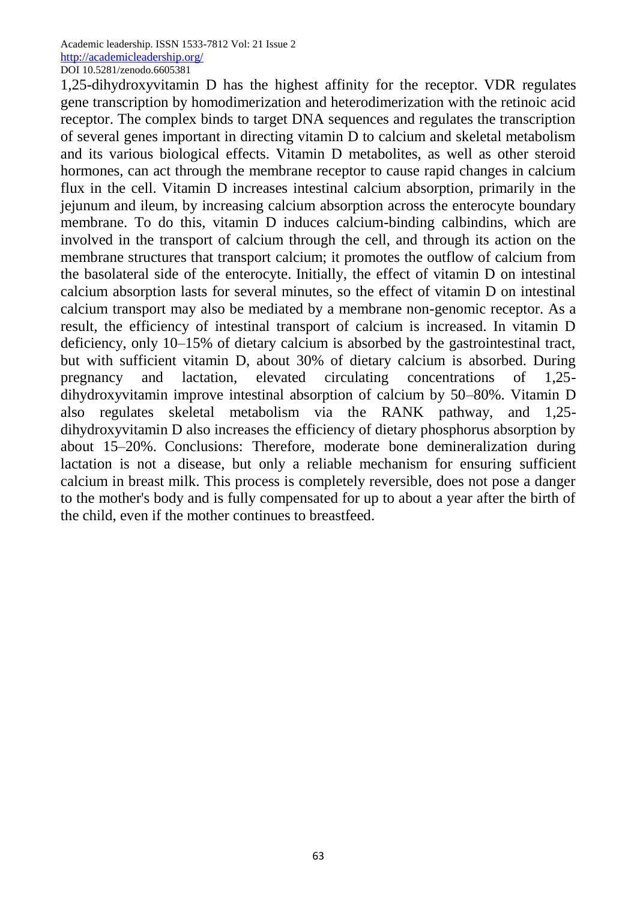1,25-dihydroxyvitamin D has the highest affinity for the receptor. VDR regulates gene transcription by homodimerization and heterodimerization with the retinoic acid receptor. The complex binds to target DNA sequences and regulates the transcription of several genes important in directing vitamin D to calcium and skeletal metabolism and its various biological effects. Vitamin D metabolites, as well as other steroid hormones, can act through the membrane receptor to cause rapid changes in calcium flux in the cell. Vitamin D increases intestinal calcium absorption, primarily in the jejunum and ileum, by increasing calcium absorption across the enterocyte boundary membrane. To do this, vitamin D induces calcium-binding calbindins, which are involved in the transport of calcium through the cell, and through its action on the membrane structures that transport calcium; it promotes the outflow of calcium from the basolateral side of the enterocyte. Initially, the effect of vitamin D on intestinal calcium absorption lasts for several minutes, so the effect of vitamin D on intestinal calcium transport may also be mediated by a membrane non-genomic receptor. As a result, the efficiency of intestinal transport of calcium is increased. In vitamin D deficiency, only 10–15% of dietary calcium is absorbed by the gastrointestinal tract, but with sufficient vitamin D, about 30% of dietary calcium is absorbed. During pregnancy and lactation, elevated circulating concentrations of 1,25-dihydroxyvitamin improve intestinal absorption of calcium by 50–80%. Vitamin D also regulates skeletal metabolism via the RANK pathway, and 1,25-dihydroxyvitamin D also increases the efficiency of dietary phosphorus absorption by about 15–20%. Conclusions: Therefore, moderate bone demineralization during lactation is not a disease, but only a reliable mechanism for ensuring sufficient calcium in breast milk. This process is completely reversible, does not pose a danger to the mother's body and is fully compensated for up to about a year after the birth of the child, even if the mother continues to breastfeed.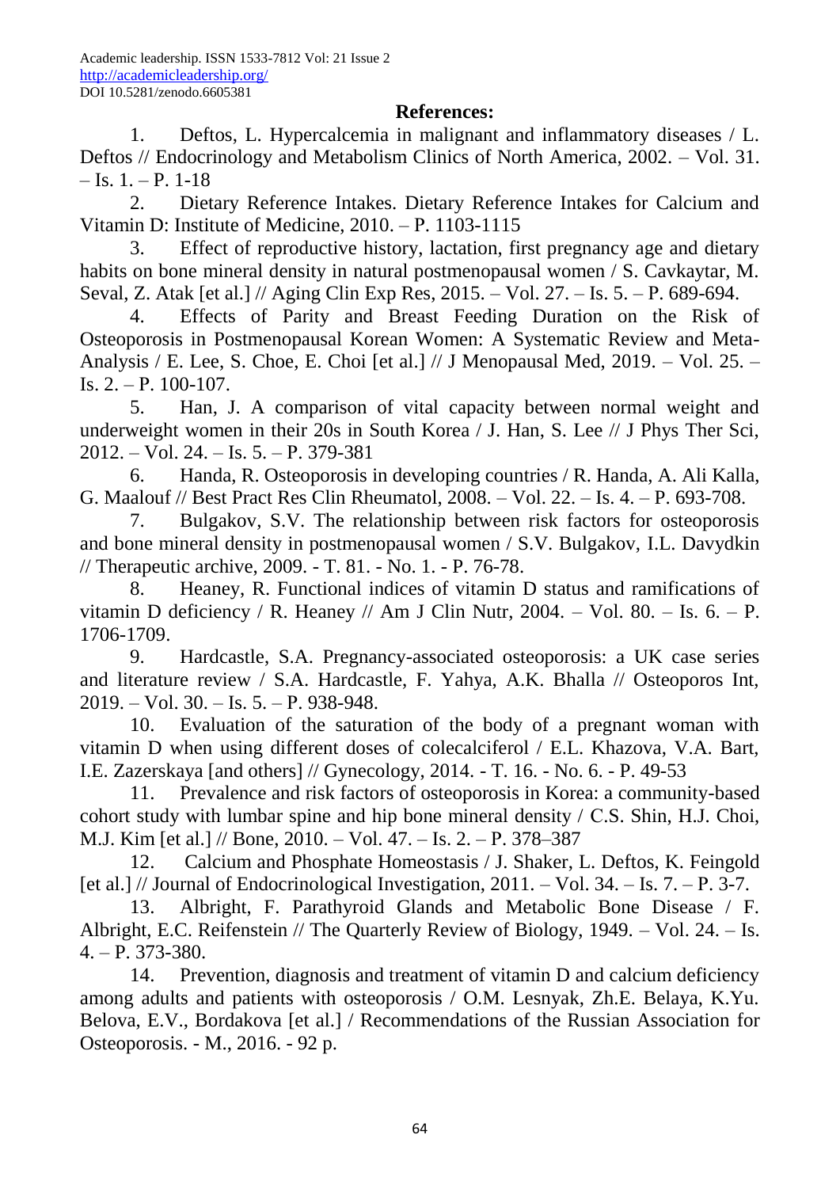## References:

1. Deftos, L. Hypercalcemia in malignant and inflammatory diseases / L. Deftos // Endocrinology and Metabolism Clinics of North America, 2002. – Vol. 31. – Is. 1. – P. 1-18
2. Dietary Reference Intakes. Dietary Reference Intakes for Calcium and Vitamin D: Institute of Medicine, 2010. – P. 1103-1115
3. Effect of reproductive history, lactation, first pregnancy age and dietary habits on bone mineral density in natural postmenopausal women / S. Cavkaytar, M. Seval, Z. Atak [et al.] // Aging Clin Exp Res, 2015. – Vol. 27. – Is. 5. – P. 689-694.
4. Effects of Parity and Breast Feeding Duration on the Risk of Osteoporosis in Postmenopausal Korean Women: A Systematic Review and Meta-Analysis / E. Lee, S. Choe, E. Choi [et al.] // J Menopausal Med, 2019. – Vol. 25. – Is. 2. – P. 100-107.
5. Han, J. A comparison of vital capacity between normal weight and underweight women in their 20s in South Korea / J. Han, S. Lee // J Phys Ther Sci, 2012. – Vol. 24. – Is. 5. – P. 379-381
6. Handa, R. Osteoporosis in developing countries / R. Handa, A. Ali Kalla, G. Maalouf // Best Pract Res Clin Rheumatol, 2008. – Vol. 22. – Is. 4. – P. 693-708.
7. Bulgakov, S.V. The relationship between risk factors for osteoporosis and bone mineral density in postmenopausal women / S.V. Bulgakov, I.L. Davydkin // Therapeutic archive, 2009. - T. 81. - No. 1. - P. 76-78.
8. Heaney, R. Functional indices of vitamin D status and ramifications of vitamin D deficiency / R. Heaney // Am J Clin Nutr, 2004. – Vol. 80. – Is. 6. – P. 1706-1709.
9. Hardcastle, S.A. Pregnancy-associated osteoporosis: a UK case series and literature review / S.A. Hardcastle, F. Yahya, A.K. Bhalla // Osteoporos Int, 2019. – Vol. 30. – Is. 5. – P. 938-948.
10. Evaluation of the saturation of the body of a pregnant woman with vitamin D when using different doses of colecalciferol / E.L. Khazova, V.A. Bart, I.E. Zazerskaya [and others] // Gynecology, 2014. - T. 16. - No. 6. - P. 49-53
11. Prevalence and risk factors of osteoporosis in Korea: a community-based cohort study with lumbar spine and hip bone mineral density / C.S. Shin, H.J. Choi, M.J. Kim [et al.] // Bone, 2010. – Vol. 47. – Is. 2. – P. 378–387
12. Calcium and Phosphate Homeostasis / J. Shaker, L. Deftos, K. Feingold [et al.] // Journal of Endocrinological Investigation, 2011. – Vol. 34. – Is. 7. – P. 3-7.
13. Albright, F. Parathyroid Glands and Metabolic Bone Disease / F. Albright, E.C. Reifenstein // The Quarterly Review of Biology, 1949. – Vol. 24. – Is. 4. – P. 373-380.
14. Prevention, diagnosis and treatment of vitamin D and calcium deficiency among adults and patients with osteoporosis / O.M. Lesnyak, Zh.E. Belaya, K.Yu. Belova, E.V., Bordakova [et al.] / Recommendations of the Russian Association for Osteoporosis. - M., 2016. - 92 p.